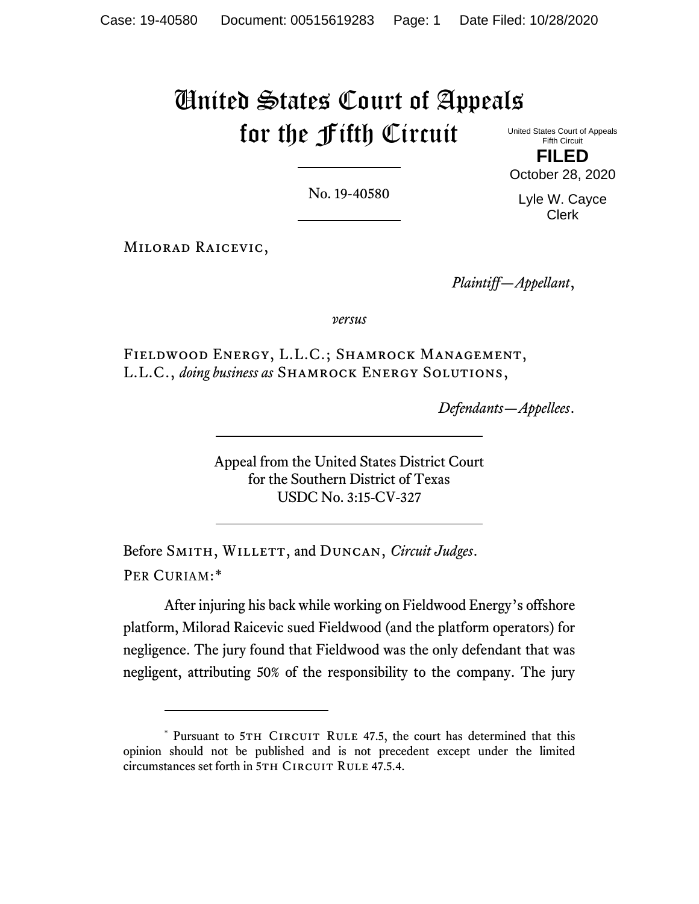# United States Court of Appeals for the Fifth Circuit

United States Court of Appeals
Fifth Circuit

**FILED**

October 28, 2020

Lyle W. Cayce
Clerk

---

No. 19-40580

---

Milorad Raicevic,

*Plaintiff—Appellant*,

*versus*

Fieldwood Energy, L.L.C.; Shamrock Management, L.L.C., *doing business as* Shamrock Energy Solutions,

*Defendants—Appellees*.

---

Appeal from the United States District Court
for the Southern District of Texas
USDC No. 3:15-CV-327

---

Before Smith, Willett, and Duncan, *Circuit Judges*.

Per Curiam:*

After injuring his back while working on Fieldwood Energy's offshore platform, Milorad Raicevic sued Fieldwood (and the platform operators) for negligence. The jury found that Fieldwood was the only defendant that was negligent, attributing 50% of the responsibility to the company. The jury

---

\* Pursuant to 5th Circuit Rule 47.5, the court has determined that this opinion should not be published and is not precedent except under the limited circumstances set forth in 5th Circuit Rule 47.5.4.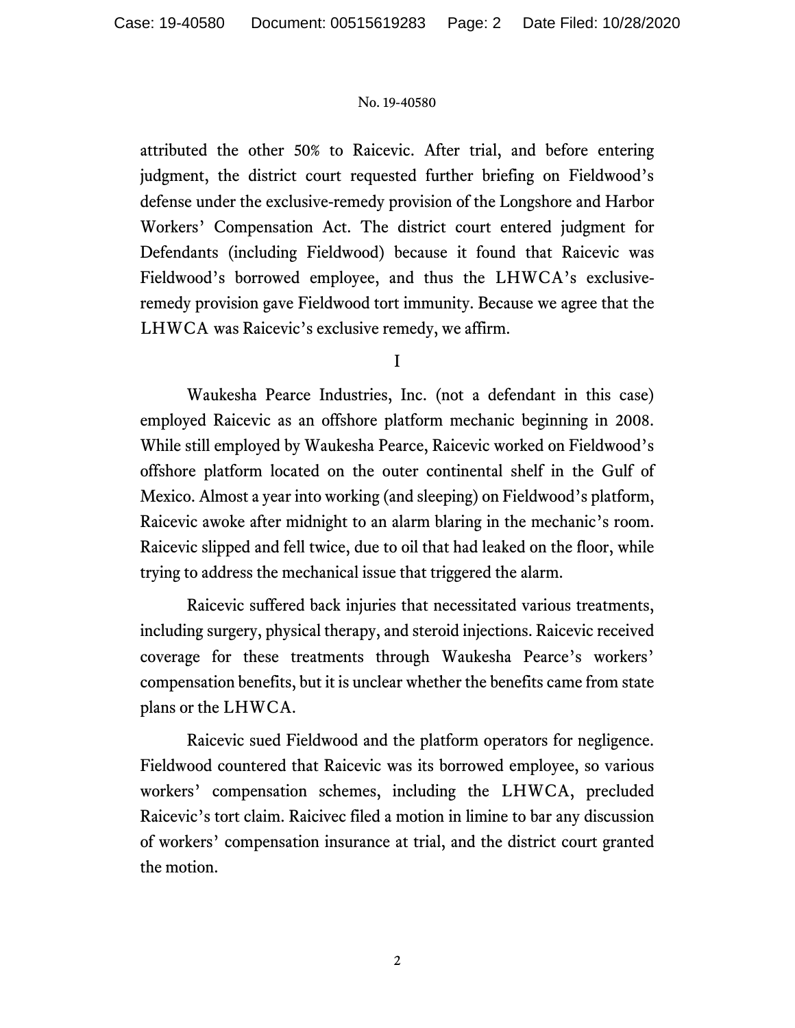attributed the other 50% to Raicevic. After trial, and before entering judgment, the district court requested further briefing on Fieldwood's defense under the exclusive-remedy provision of the Longshore and Harbor Workers' Compensation Act. The district court entered judgment for Defendants (including Fieldwood) because it found that Raicevic was Fieldwood's borrowed employee, and thus the LHWCA's exclusive-remedy provision gave Fieldwood tort immunity. Because we agree that the LHWCA was Raicevic's exclusive remedy, we affirm.

I

Waukesha Pearce Industries, Inc. (not a defendant in this case) employed Raicevic as an offshore platform mechanic beginning in 2008. While still employed by Waukesha Pearce, Raicevic worked on Fieldwood's offshore platform located on the outer continental shelf in the Gulf of Mexico. Almost a year into working (and sleeping) on Fieldwood's platform, Raicevic awoke after midnight to an alarm blaring in the mechanic's room. Raicevic slipped and fell twice, due to oil that had leaked on the floor, while trying to address the mechanical issue that triggered the alarm.

Raicevic suffered back injuries that necessitated various treatments, including surgery, physical therapy, and steroid injections. Raicevic received coverage for these treatments through Waukesha Pearce's workers' compensation benefits, but it is unclear whether the benefits came from state plans or the LHWCA.

Raicevic sued Fieldwood and the platform operators for negligence. Fieldwood countered that Raicevic was its borrowed employee, so various workers' compensation schemes, including the LHWCA, precluded Raicevic's tort claim. Raicivec filed a motion in limine to bar any discussion of workers' compensation insurance at trial, and the district court granted the motion.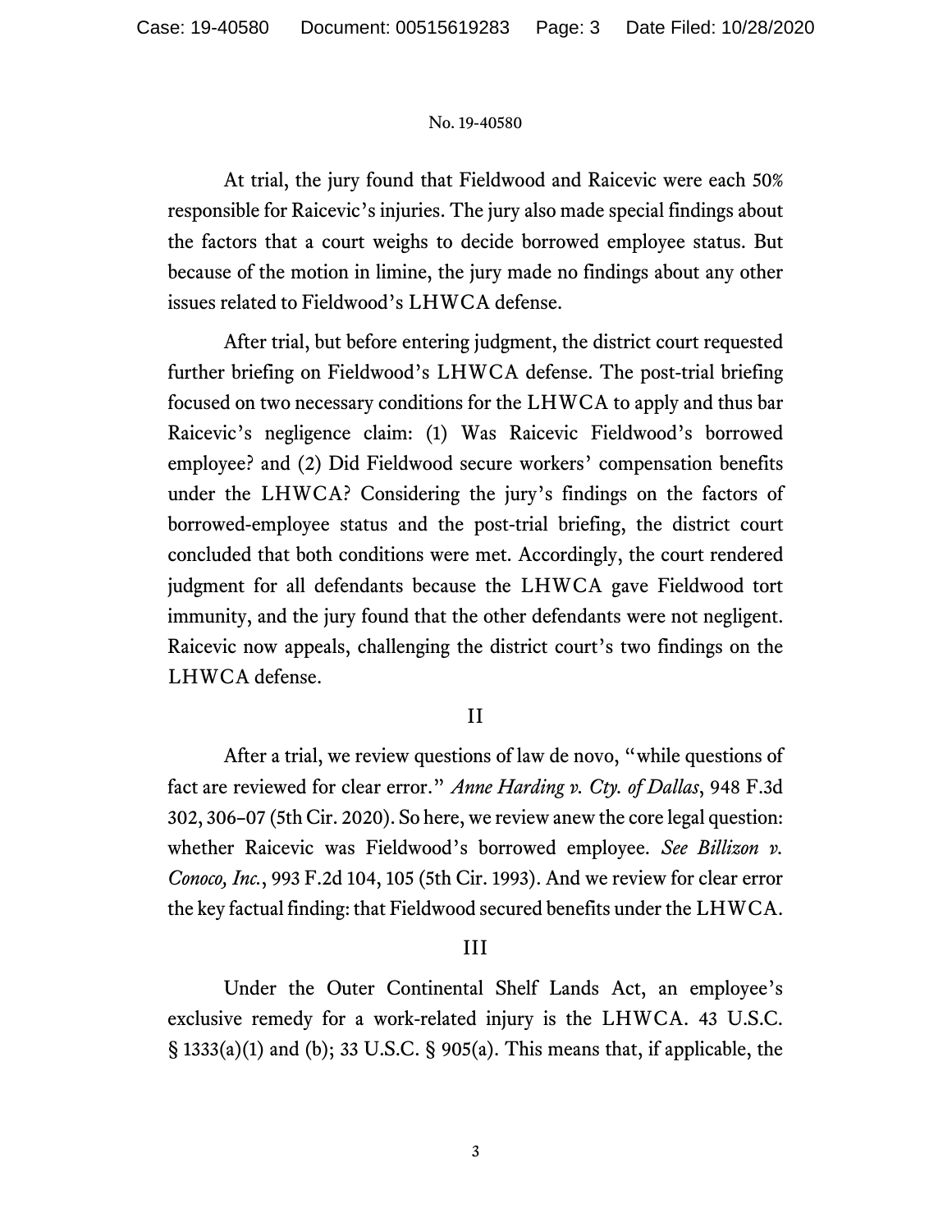At trial, the jury found that Fieldwood and Raicevic were each 50% responsible for Raicevic's injuries. The jury also made special findings about the factors that a court weighs to decide borrowed employee status. But because of the motion in limine, the jury made no findings about any other issues related to Fieldwood's LHWCA defense.

After trial, but before entering judgment, the district court requested further briefing on Fieldwood's LHWCA defense. The post-trial briefing focused on two necessary conditions for the LHWCA to apply and thus bar Raicevic's negligence claim: (1) Was Raicevic Fieldwood's borrowed employee? and (2) Did Fieldwood secure workers' compensation benefits under the LHWCA? Considering the jury's findings on the factors of borrowed-employee status and the post-trial briefing, the district court concluded that both conditions were met. Accordingly, the court rendered judgment for all defendants because the LHWCA gave Fieldwood tort immunity, and the jury found that the other defendants were not negligent. Raicevic now appeals, challenging the district court's two findings on the LHWCA defense.

## II

After a trial, we review questions of law de novo, "while questions of fact are reviewed for clear error." *Anne Harding v. Cty. of Dallas*, 948 F.3d 302, 306–07 (5th Cir. 2020). So here, we review anew the core legal question: whether Raicevic was Fieldwood's borrowed employee. *See Billizon v. Conoco, Inc.*, 993 F.2d 104, 105 (5th Cir. 1993). And we review for clear error the key factual finding: that Fieldwood secured benefits under the LHWCA.

## III

Under the Outer Continental Shelf Lands Act, an employee's exclusive remedy for a work-related injury is the LHWCA. 43 U.S.C. § 1333(a)(1) and (b); 33 U.S.C. § 905(a). This means that, if applicable, the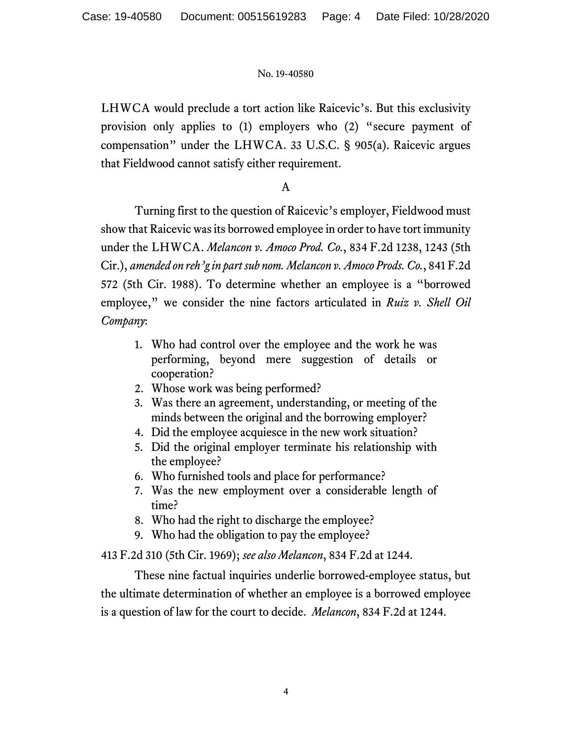LHWCA would preclude a tort action like Raicevic's. But this exclusivity provision only applies to (1) employers who (2) "secure payment of compensation" under the LHWCA. 33 U.S.C. § 905(a). Raicevic argues that Fieldwood cannot satisfy either requirement.

### A

Turning first to the question of Raicevic's employer, Fieldwood must show that Raicevic was its borrowed employee in order to have tort immunity under the LHWCA. *Melancon v. Amoco Prod. Co.*, 834 F.2d 1238, 1243 (5th Cir.), *amended on reh'g in part sub nom. Melancon v. Amoco Prods. Co.*, 841 F.2d 572 (5th Cir. 1988). To determine whether an employee is a "borrowed employee," we consider the nine factors articulated in *Ruiz v. Shell Oil Company*:

1. Who had control over the employee and the work he was performing, beyond mere suggestion of details or cooperation?
2. Whose work was being performed?
3. Was there an agreement, understanding, or meeting of the minds between the original and the borrowing employer?
4. Did the employee acquiesce in the new work situation?
5. Did the original employer terminate his relationship with the employee?
6. Who furnished tools and place for performance?
7. Was the new employment over a considerable length of time?
8. Who had the right to discharge the employee?
9. Who had the obligation to pay the employee?

413 F.2d 310 (5th Cir. 1969); *see also Melancon*, 834 F.2d at 1244.

These nine factual inquiries underlie borrowed-employee status, but the ultimate determination of whether an employee is a borrowed employee is a question of law for the court to decide. *Melancon*, 834 F.2d at 1244.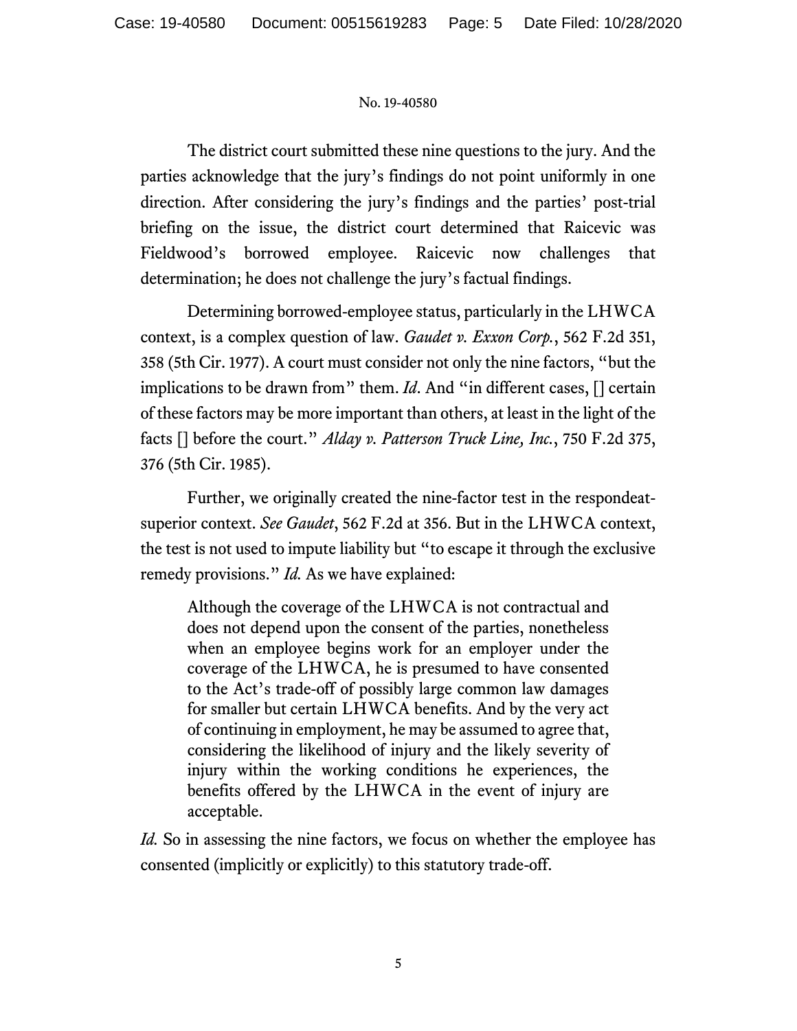The district court submitted these nine questions to the jury. And the parties acknowledge that the jury's findings do not point uniformly in one direction. After considering the jury's findings and the parties' post-trial briefing on the issue, the district court determined that Raicevic was Fieldwood's borrowed employee. Raicevic now challenges that determination; he does not challenge the jury's factual findings.

Determining borrowed-employee status, particularly in the LHWCA context, is a complex question of law. *Gaudet v. Exxon Corp.*, 562 F.2d 351, 358 (5th Cir. 1977). A court must consider not only the nine factors, "but the implications to be drawn from" them. *Id*. And "in different cases, [] certain of these factors may be more important than others, at least in the light of the facts [] before the court." *Alday v. Patterson Truck Line, Inc.*, 750 F.2d 375, 376 (5th Cir. 1985).

Further, we originally created the nine-factor test in the respondeat-superior context. *See Gaudet*, 562 F.2d at 356. But in the LHWCA context, the test is not used to impute liability but "to escape it through the exclusive remedy provisions." *Id.* As we have explained:

> Although the coverage of the LHWCA is not contractual and does not depend upon the consent of the parties, nonetheless when an employee begins work for an employer under the coverage of the LHWCA, he is presumed to have consented to the Act's trade-off of possibly large common law damages for smaller but certain LHWCA benefits. And by the very act of continuing in employment, he may be assumed to agree that, considering the likelihood of injury and the likely severity of injury within the working conditions he experiences, the benefits offered by the LHWCA in the event of injury are acceptable.

*Id.* So in assessing the nine factors, we focus on whether the employee has consented (implicitly or explicitly) to this statutory trade-off.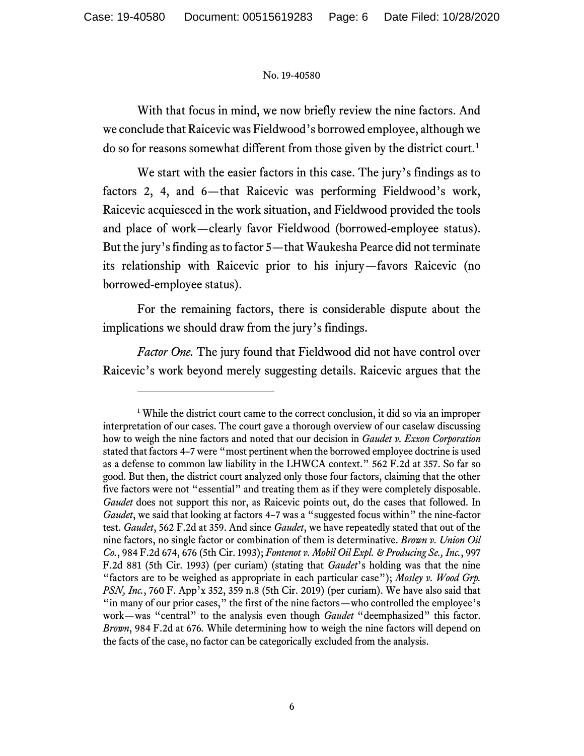With that focus in mind, we now briefly review the nine factors. And we conclude that Raicevic was Fieldwood's borrowed employee, although we do so for reasons somewhat different from those given by the district court.[1]

We start with the easier factors in this case. The jury's findings as to factors 2, 4, and 6—that Raicevic was performing Fieldwood's work, Raicevic acquiesced in the work situation, and Fieldwood provided the tools and place of work—clearly favor Fieldwood (borrowed-employee status). But the jury's finding as to factor 5—that Waukesha Pearce did not terminate its relationship with Raicevic prior to his injury—favors Raicevic (no borrowed-employee status).

For the remaining factors, there is considerable dispute about the implications we should draw from the jury's findings.

*Factor One.* The jury found that Fieldwood did not have control over Raicevic's work beyond merely suggesting details. Raicevic argues that the

---

[1] While the district court came to the correct conclusion, it did so via an improper interpretation of our cases. The court gave a thorough overview of our caselaw discussing how to weigh the nine factors and noted that our decision in *Gaudet v. Exxon Corporation* stated that factors 4–7 were "most pertinent when the borrowed employee doctrine is used as a defense to common law liability in the LHWCA context." 562 F.2d at 357. So far so good. But then, the district court analyzed only those four factors, claiming that the other five factors were not "essential" and treating them as if they were completely disposable. *Gaudet* does not support this nor, as Raicevic points out, do the cases that followed. In *Gaudet*, we said that looking at factors 4–7 was a "suggested focus within" the nine-factor test. *Gaudet*, 562 F.2d at 359. And since *Gaudet*, we have repeatedly stated that out of the nine factors, no single factor or combination of them is determinative. *Brown v. Union Oil Co.*, 984 F.2d 674, 676 (5th Cir. 1993); *Fontenot v. Mobil Oil Expl. & Producing Se., Inc.*, 997 F.2d 881 (5th Cir. 1993) (per curiam) (stating that *Gaudet*'s holding was that the nine "factors are to be weighed as appropriate in each particular case"); *Mosley v. Wood Grp. PSN, Inc.*, 760 F. App'x 352, 359 n.8 (5th Cir. 2019) (per curiam). We have also said that "in many of our prior cases," the first of the nine factors—who controlled the employee's work—was "central" to the analysis even though *Gaudet* "deemphasized" this factor. *Brown*, 984 F.2d at 676. While determining how to weigh the nine factors will depend on the facts of the case, no factor can be categorically excluded from the analysis.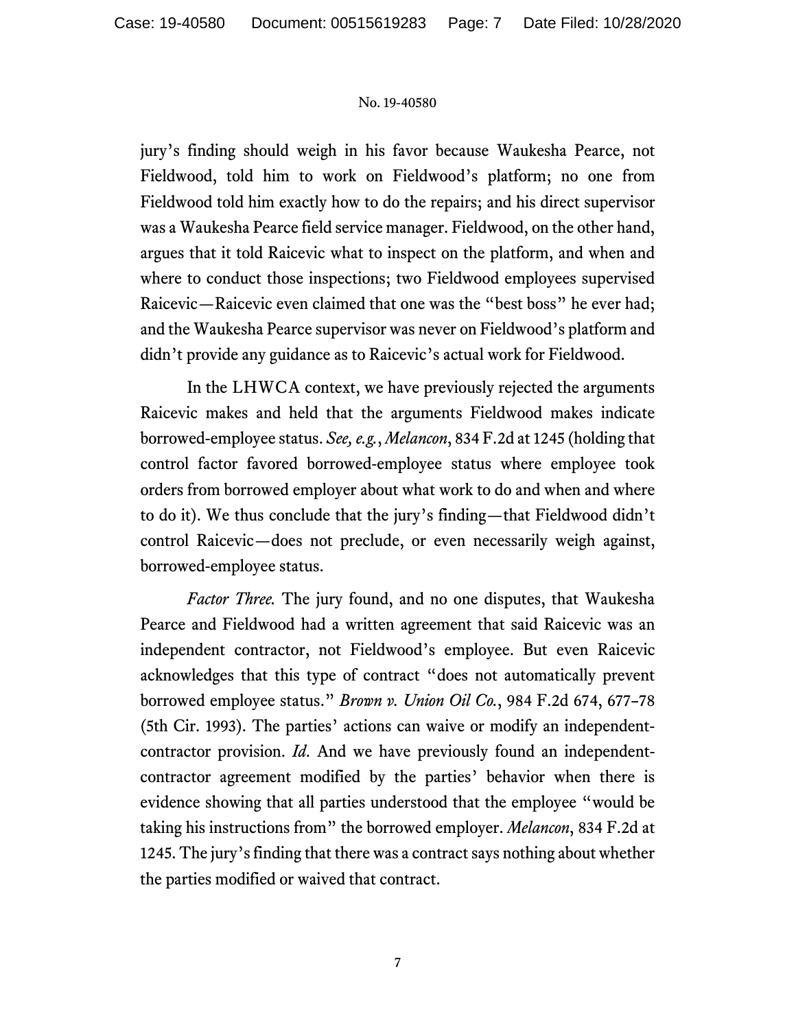jury's finding should weigh in his favor because Waukesha Pearce, not Fieldwood, told him to work on Fieldwood's platform; no one from Fieldwood told him exactly how to do the repairs; and his direct supervisor was a Waukesha Pearce field service manager. Fieldwood, on the other hand, argues that it told Raicevic what to inspect on the platform, and when and where to conduct those inspections; two Fieldwood employees supervised Raicevic—Raicevic even claimed that one was the "best boss" he ever had; and the Waukesha Pearce supervisor was never on Fieldwood's platform and didn't provide any guidance as to Raicevic's actual work for Fieldwood.

In the LHWCA context, we have previously rejected the arguments Raicevic makes and held that the arguments Fieldwood makes indicate borrowed-employee status. *See, e.g.*, *Melancon*, 834 F.2d at 1245 (holding that control factor favored borrowed-employee status where employee took orders from borrowed employer about what work to do and when and where to do it). We thus conclude that the jury's finding—that Fieldwood didn't control Raicevic—does not preclude, or even necessarily weigh against, borrowed-employee status.

*Factor Three.* The jury found, and no one disputes, that Waukesha Pearce and Fieldwood had a written agreement that said Raicevic was an independent contractor, not Fieldwood's employee. But even Raicevic acknowledges that this type of contract "does not automatically prevent borrowed employee status." *Brown v. Union Oil Co.*, 984 F.2d 674, 677–78 (5th Cir. 1993). The parties' actions can waive or modify an independent-contractor provision. *Id.* And we have previously found an independent-contractor agreement modified by the parties' behavior when there is evidence showing that all parties understood that the employee "would be taking his instructions from" the borrowed employer. *Melancon*, 834 F.2d at 1245. The jury's finding that there was a contract says nothing about whether the parties modified or waived that contract.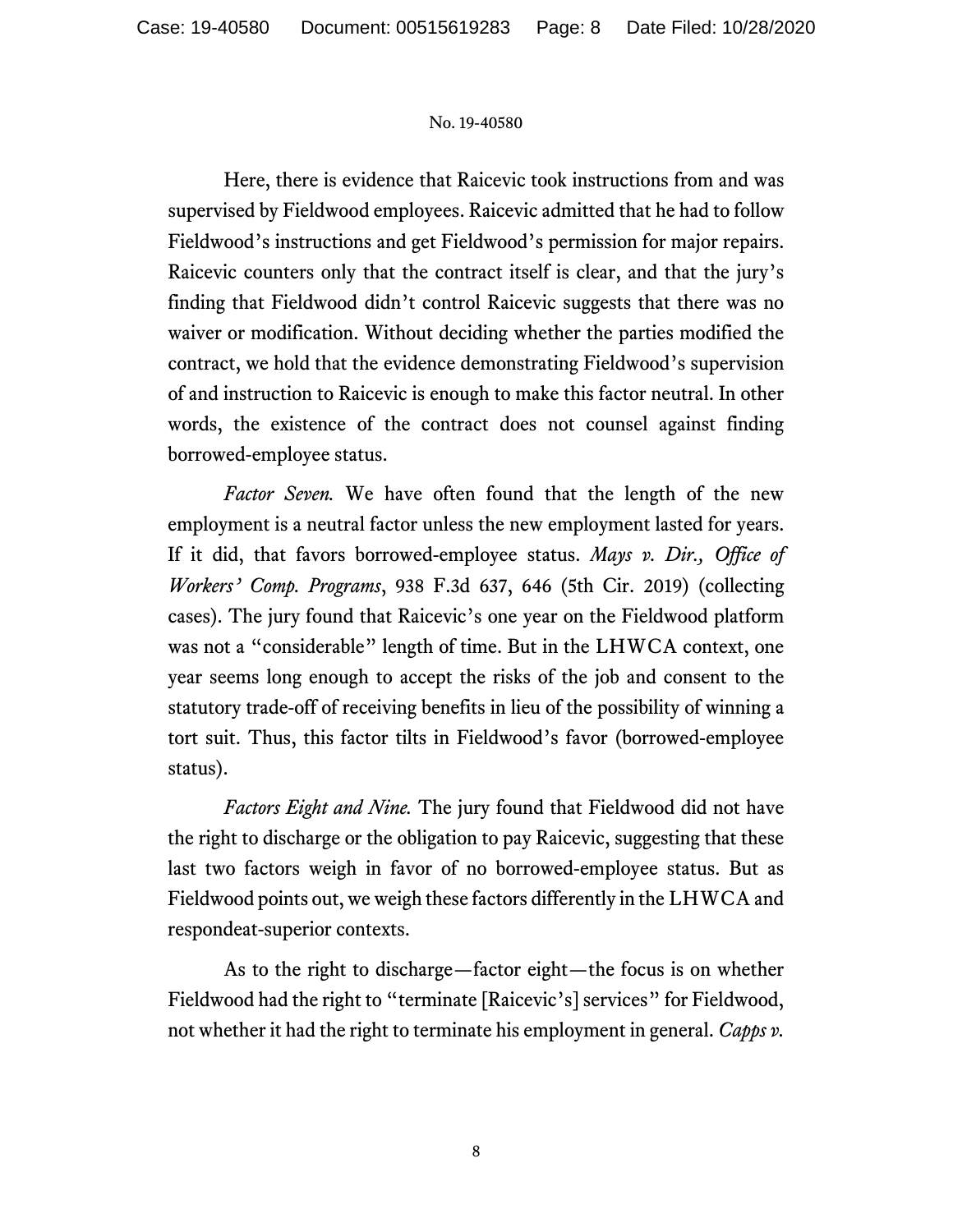Here, there is evidence that Raicevic took instructions from and was supervised by Fieldwood employees. Raicevic admitted that he had to follow Fieldwood's instructions and get Fieldwood's permission for major repairs. Raicevic counters only that the contract itself is clear, and that the jury's finding that Fieldwood didn't control Raicevic suggests that there was no waiver or modification. Without deciding whether the parties modified the contract, we hold that the evidence demonstrating Fieldwood's supervision of and instruction to Raicevic is enough to make this factor neutral. In other words, the existence of the contract does not counsel against finding borrowed-employee status.

*Factor Seven.* We have often found that the length of the new employment is a neutral factor unless the new employment lasted for years. If it did, that favors borrowed-employee status. *Mays v. Dir., Office of Workers' Comp. Programs*, 938 F.3d 637, 646 (5th Cir. 2019) (collecting cases). The jury found that Raicevic's one year on the Fieldwood platform was not a "considerable" length of time. But in the LHWCA context, one year seems long enough to accept the risks of the job and consent to the statutory trade-off of receiving benefits in lieu of the possibility of winning a tort suit. Thus, this factor tilts in Fieldwood's favor (borrowed-employee status).

*Factors Eight and Nine.* The jury found that Fieldwood did not have the right to discharge or the obligation to pay Raicevic, suggesting that these last two factors weigh in favor of no borrowed-employee status. But as Fieldwood points out, we weigh these factors differently in the LHWCA and respondeat-superior contexts.

As to the right to discharge—factor eight—the focus is on whether Fieldwood had the right to "terminate [Raicevic's] services" for Fieldwood, not whether it had the right to terminate his employment in general. *Capps v.*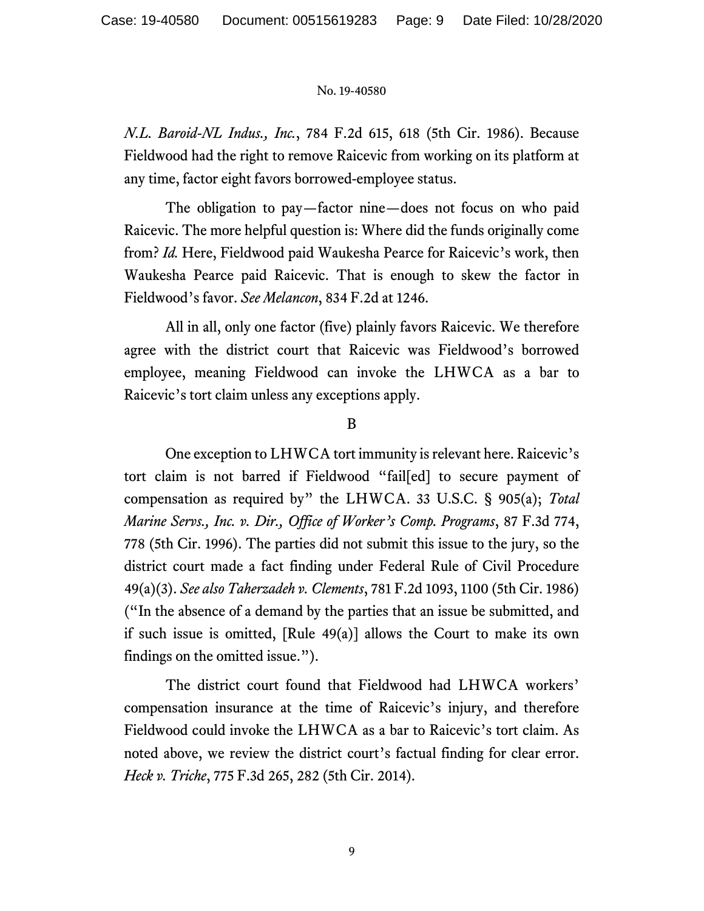*N.L. Baroid-NL Indus., Inc.*, 784 F.2d 615, 618 (5th Cir. 1986). Because Fieldwood had the right to remove Raicevic from working on its platform at any time, factor eight favors borrowed-employee status.

The obligation to pay—factor nine—does not focus on who paid Raicevic. The more helpful question is: Where did the funds originally come from? *Id.* Here, Fieldwood paid Waukesha Pearce for Raicevic's work, then Waukesha Pearce paid Raicevic. That is enough to skew the factor in Fieldwood's favor. *See Melancon*, 834 F.2d at 1246.

All in all, only one factor (five) plainly favors Raicevic. We therefore agree with the district court that Raicevic was Fieldwood's borrowed employee, meaning Fieldwood can invoke the LHWCA as a bar to Raicevic's tort claim unless any exceptions apply.

## B

One exception to LHWCA tort immunity is relevant here. Raicevic's tort claim is not barred if Fieldwood "fail[ed] to secure payment of compensation as required by" the LHWCA. 33 U.S.C. § 905(a); *Total Marine Servs., Inc. v. Dir., Office of Worker's Comp. Programs*, 87 F.3d 774, 778 (5th Cir. 1996). The parties did not submit this issue to the jury, so the district court made a fact finding under Federal Rule of Civil Procedure 49(a)(3). *See also Taherzadeh v. Clements*, 781 F.2d 1093, 1100 (5th Cir. 1986) ("In the absence of a demand by the parties that an issue be submitted, and if such issue is omitted, [Rule 49(a)] allows the Court to make its own findings on the omitted issue.").

The district court found that Fieldwood had LHWCA workers' compensation insurance at the time of Raicevic's injury, and therefore Fieldwood could invoke the LHWCA as a bar to Raicevic's tort claim. As noted above, we review the district court's factual finding for clear error. *Heck v. Triche*, 775 F.3d 265, 282 (5th Cir. 2014).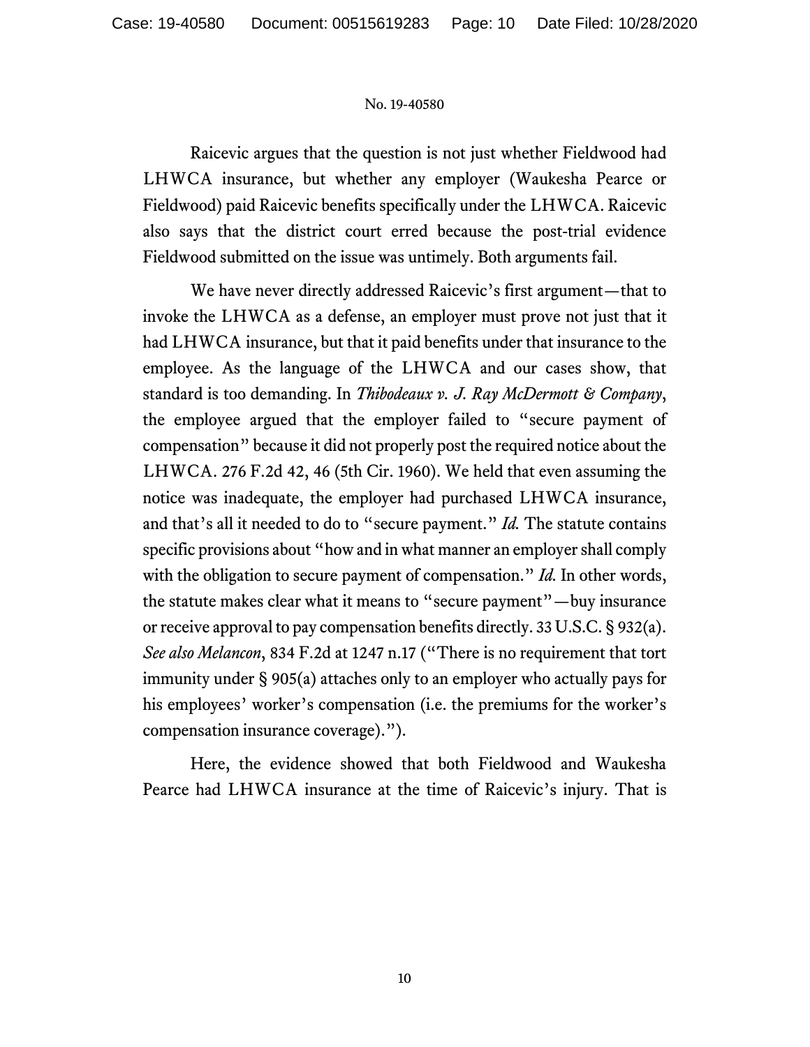Raicevic argues that the question is not just whether Fieldwood had LHWCA insurance, but whether any employer (Waukesha Pearce or Fieldwood) paid Raicevic benefits specifically under the LHWCA. Raicevic also says that the district court erred because the post-trial evidence Fieldwood submitted on the issue was untimely. Both arguments fail.

We have never directly addressed Raicevic's first argument—that to invoke the LHWCA as a defense, an employer must prove not just that it had LHWCA insurance, but that it paid benefits under that insurance to the employee. As the language of the LHWCA and our cases show, that standard is too demanding. In *Thibodeaux v. J. Ray McDermott & Company*, the employee argued that the employer failed to "secure payment of compensation" because it did not properly post the required notice about the LHWCA. 276 F.2d 42, 46 (5th Cir. 1960). We held that even assuming the notice was inadequate, the employer had purchased LHWCA insurance, and that's all it needed to do to "secure payment." *Id.* The statute contains specific provisions about "how and in what manner an employer shall comply with the obligation to secure payment of compensation." *Id.* In other words, the statute makes clear what it means to "secure payment"—buy insurance or receive approval to pay compensation benefits directly. 33 U.S.C. § 932(a). *See also Melancon*, 834 F.2d at 1247 n.17 ("There is no requirement that tort immunity under § 905(a) attaches only to an employer who actually pays for his employees' worker's compensation (i.e. the premiums for the worker's compensation insurance coverage).").

Here, the evidence showed that both Fieldwood and Waukesha Pearce had LHWCA insurance at the time of Raicevic's injury. That is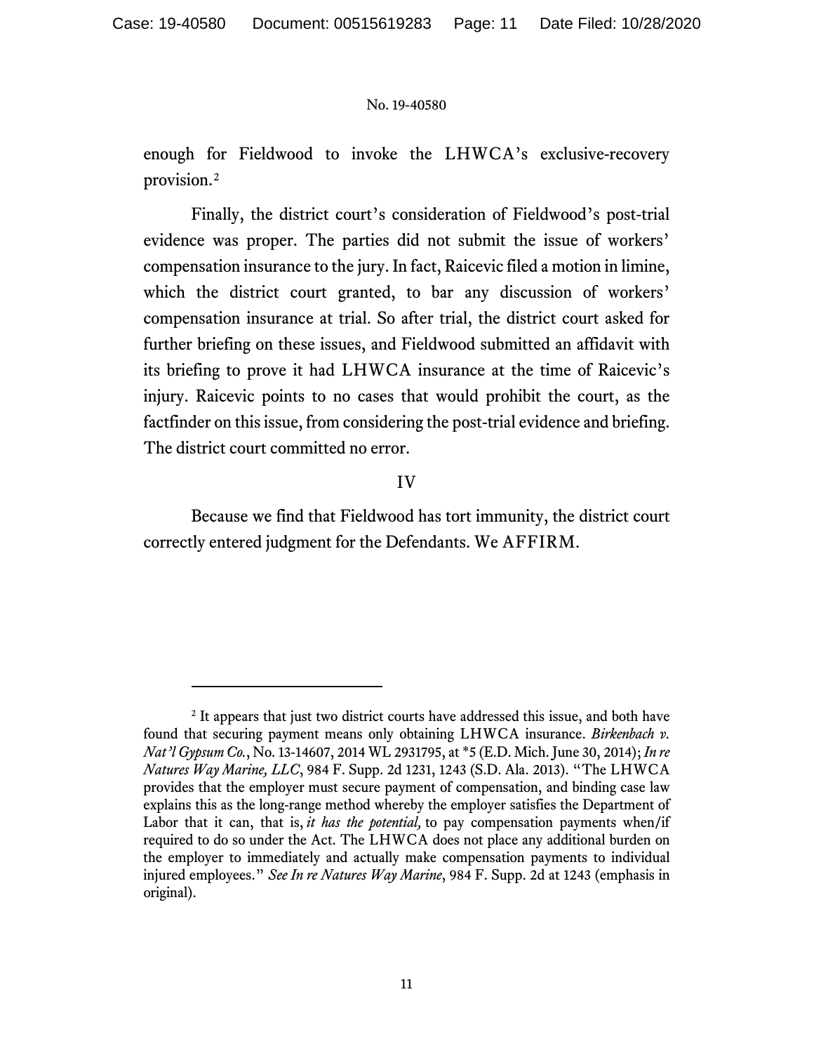enough for Fieldwood to invoke the LHWCA's exclusive-recovery provision.[2]

Finally, the district court's consideration of Fieldwood's post-trial evidence was proper. The parties did not submit the issue of workers' compensation insurance to the jury. In fact, Raicevic filed a motion in limine, which the district court granted, to bar any discussion of workers' compensation insurance at trial. So after trial, the district court asked for further briefing on these issues, and Fieldwood submitted an affidavit with its briefing to prove it had LHWCA insurance at the time of Raicevic's injury. Raicevic points to no cases that would prohibit the court, as the factfinder on this issue, from considering the post-trial evidence and briefing. The district court committed no error.

## IV

Because we find that Fieldwood has tort immunity, the district court correctly entered judgment for the Defendants. We AFFIRM.

---

[2] It appears that just two district courts have addressed this issue, and both have found that securing payment means only obtaining LHWCA insurance. *Birkenbach v. Nat'l Gypsum Co.*, No. 13-14607, 2014 WL 2931795, at *5 (E.D. Mich. June 30, 2014); *In re Natures Way Marine, LLC*, 984 F. Supp. 2d 1231, 1243 (S.D. Ala. 2013). "The LHWCA provides that the employer must secure payment of compensation, and binding case law explains this as the long-range method whereby the employer satisfies the Department of Labor that it can, that is, *it has the potential,* to pay compensation payments when/if required to do so under the Act. The LHWCA does not place any additional burden on the employer to immediately and actually make compensation payments to individual injured employees." *See In re Natures Way Marine*, 984 F. Supp. 2d at 1243 (emphasis in original).